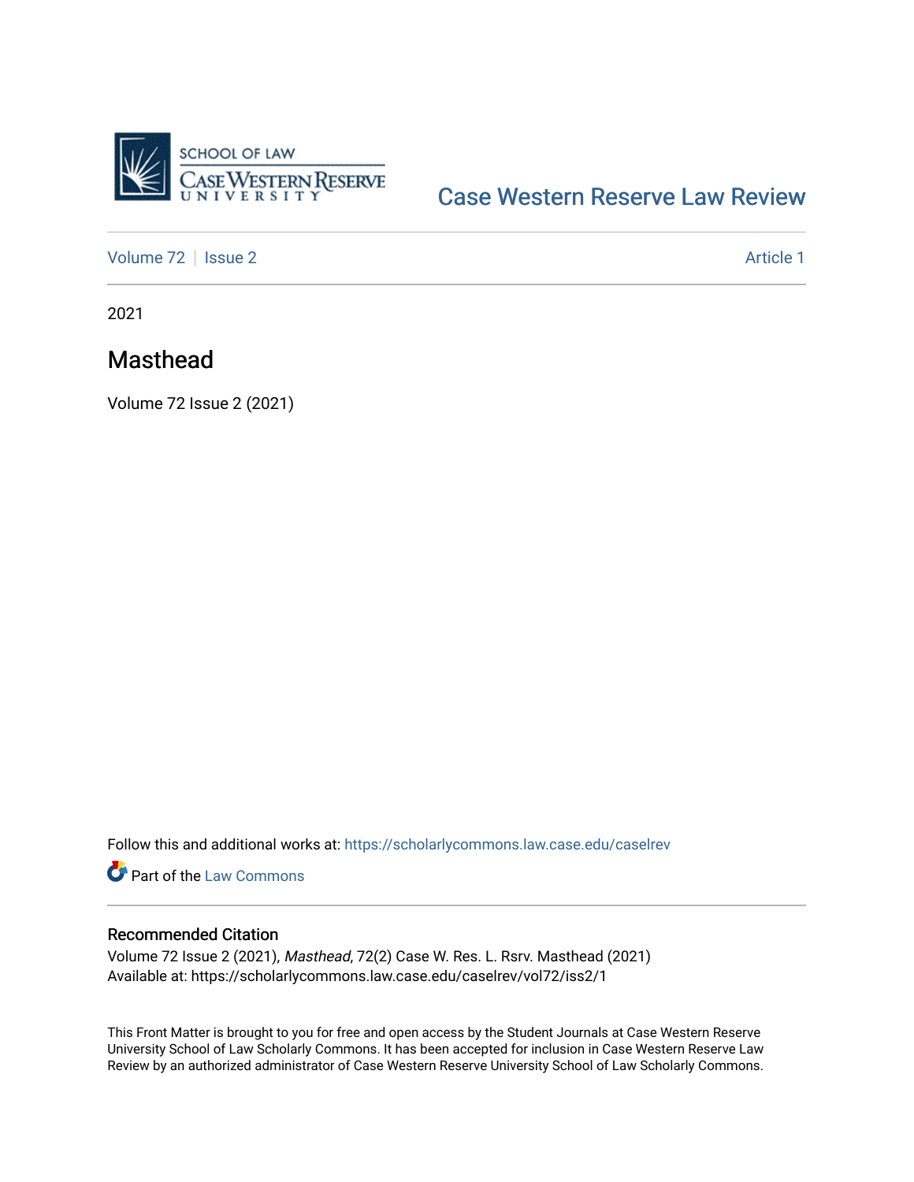# Case Western Reserve Law Review

Volume 72 | Issue 2 | Article 1

2021

## Masthead

Volume 72 Issue 2 (2021)

Follow this and additional works at: https://scholarlycommons.law.case.edu/caselrev

Part of the Law Commons

### Recommended Citation

Volume 72 Issue 2 (2021), *Masthead*, 72(2) Case W. Res. L. Rsrv. Masthead (2021)
Available at: https://scholarlycommons.law.case.edu/caselrev/vol72/iss2/1

This Front Matter is brought to you for free and open access by the Student Journals at Case Western Reserve University School of Law Scholarly Commons. It has been accepted for inclusion in Case Western Reserve Law Review by an authorized administrator of Case Western Reserve University School of Law Scholarly Commons.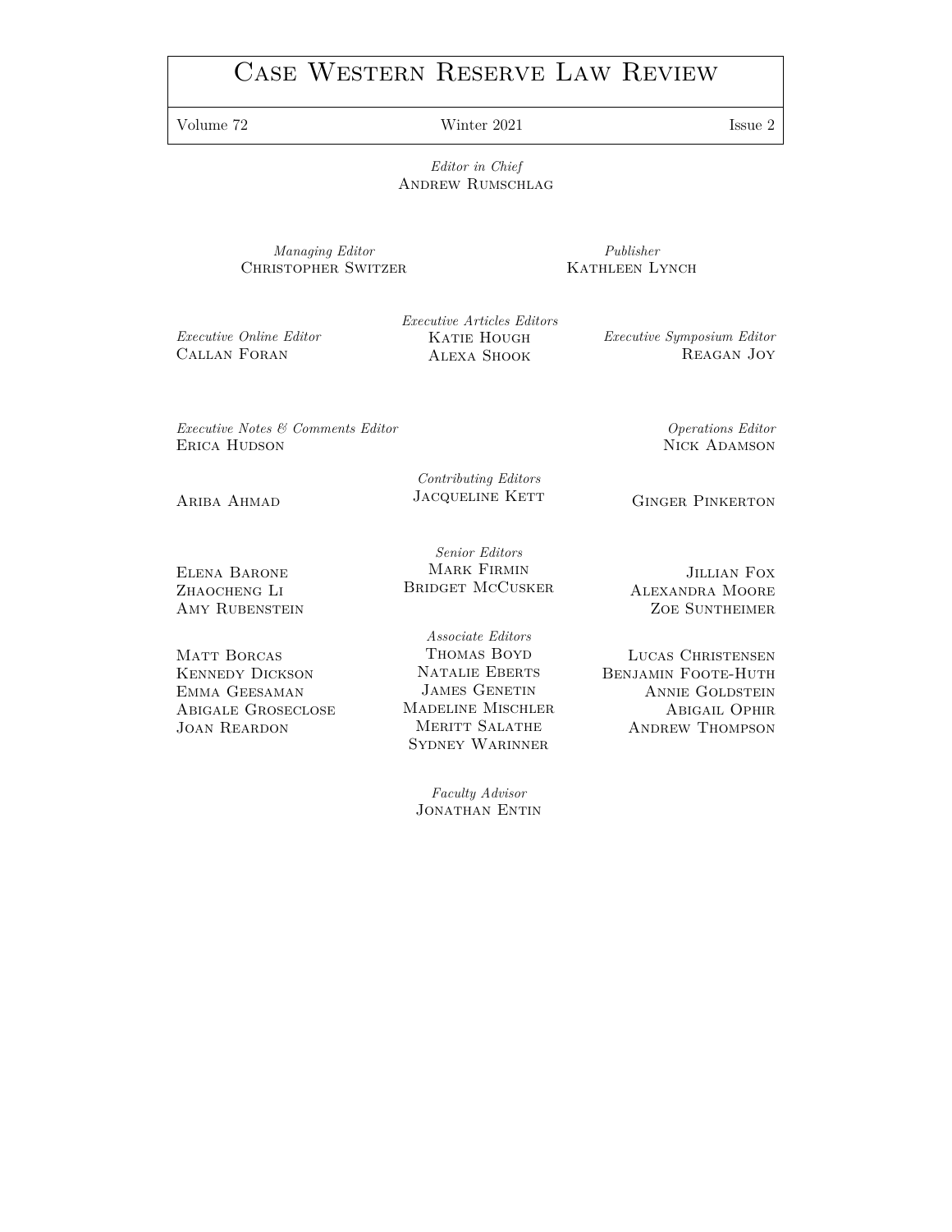# Case Western Reserve Law Review

Volume 72 — Winter 2021 — Issue 2

*Editor in Chief*
Andrew Rumschlag

*Managing Editor*
Christopher Switzer

*Publisher*
Kathleen Lynch

*Executive Online Editor*
Callan Foran

*Executive Articles Editors*
Katie Hough
Alexa Shook

*Executive Symposium Editor*
Reagan Joy

*Executive Notes & Comments Editor*
Erica Hudson

*Operations Editor*
Nick Adamson

*Contributing Editors*
Ariba Ahmad
Jacqueline Kett
Ginger Pinkerton

*Senior Editors*
Elena Barone
Zhaocheng Li
Amy Rubenstein
Mark Firmin
Bridget McCusker
Jillian Fox
Alexandra Moore
Zoe Suntheimer

*Associate Editors*
Matt Borcas
Kennedy Dickson
Emma Geesaman
Abigale Groseclose
Joan Reardon
Thomas Boyd
Natalie Eberts
James Genetin
Madeline Mischler
Meritt Salathe
Sydney Warinner
Lucas Christensen
Benjamin Foote-Huth
Annie Goldstein
Abigail Ophir
Andrew Thompson

*Faculty Advisor*
Jonathan Entin